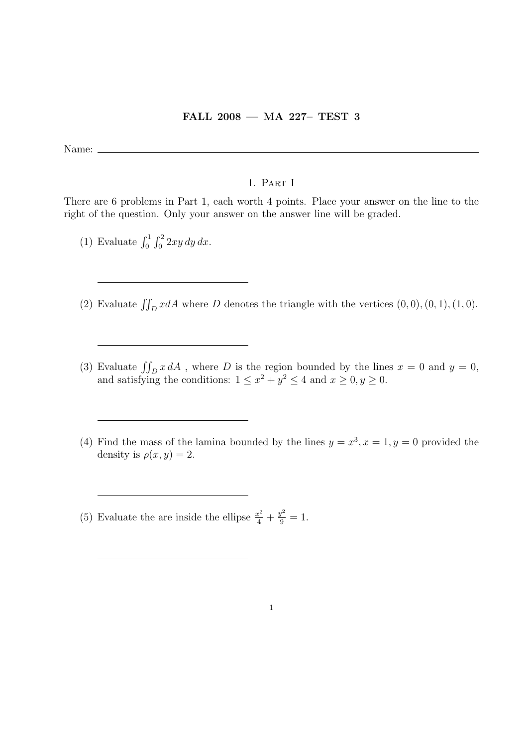**FALL 2008 — MA 227– TEST 3**

Name: \_\_\_\_\_\_\_\_\_\_\_\_\_\_\_\_\_\_\_\_\_\_\_\_\_\_\_\_\_\_\_\_\_\_\_\_\_\_\_\_

## 1. Part I

There are 6 problems in Part 1, each worth 4 points. Place your answer on the line to the right of the question. Only your answer on the answer line will be graded.

(1) Evaluate $\int_0^1 \int_0^2 2xy \, dy \, dx$.

\_\_\_\_\_\_\_\_\_\_\_\_\_\_\_\_\_\_\_\_\_\_\_\_

(2) Evaluate $\iint_D x dA$ where $D$ denotes the triangle with the vertices $(0, 0), (0, 1), (1, 0)$.

\_\_\_\_\_\_\_\_\_\_\_\_\_\_\_\_\_\_\_\_\_\_\_\_

(3) Evaluate $\iint_D x \, dA$ , where $D$ is the region bounded by the lines $x = 0$ and $y = 0$, and satisfying the conditions: $1 \leq x^2 + y^2 \leq 4$ and $x \geq 0, y \geq 0$.

\_\_\_\_\_\_\_\_\_\_\_\_\_\_\_\_\_\_\_\_\_\_\_\_

(4) Find the mass of the lamina bounded by the lines $y = x^3, x = 1, y = 0$ provided the density is $\rho(x, y) = 2$.

\_\_\_\_\_\_\_\_\_\_\_\_\_\_\_\_\_\_\_\_\_\_\_\_

(5) Evaluate the are inside the ellipse $\frac{x^2}{4} + \frac{y^2}{9} = 1$.

\_\_\_\_\_\_\_\_\_\_\_\_\_\_\_\_\_\_\_\_\_\_\_\_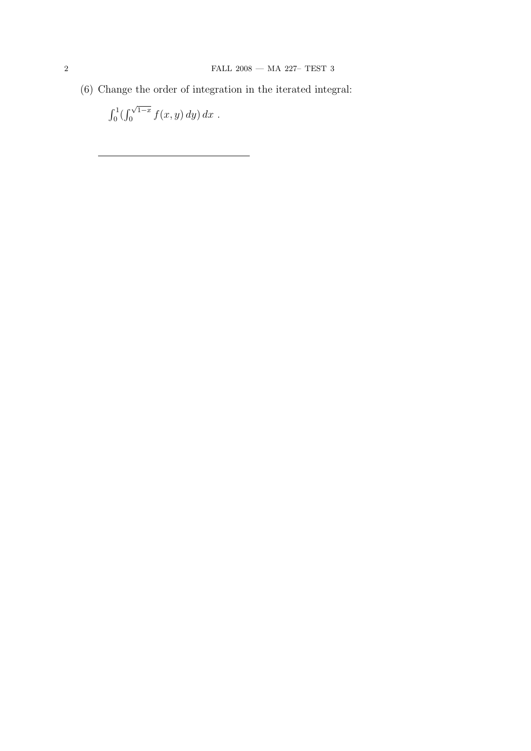(6) Change the order of integration in the iterated integral:

$\int_0^1 (\int_0^{\sqrt{1-x}} f(x, y)\, dy)\, dx$ .

---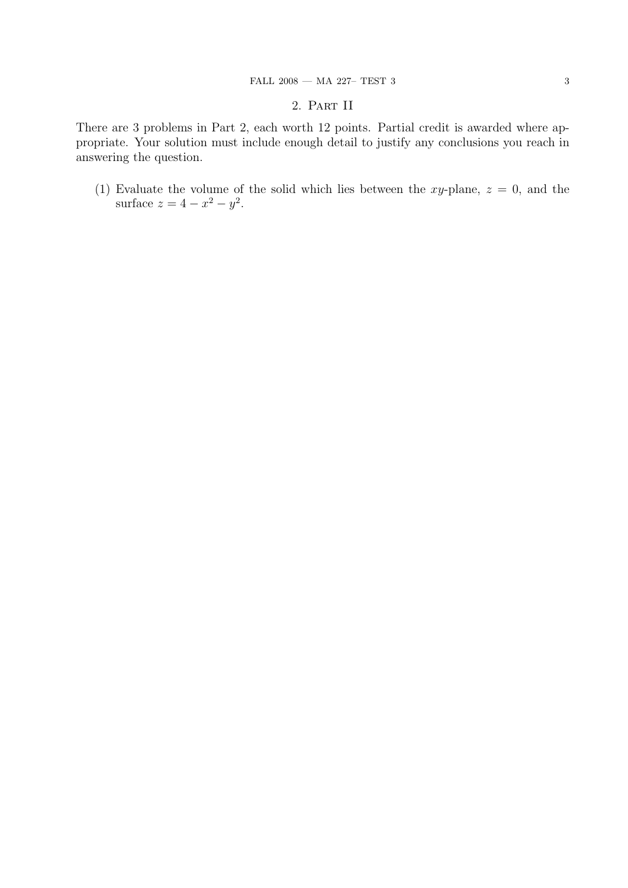## 2. Part II

There are 3 problems in Part 2, each worth 12 points. Partial credit is awarded where appropriate. Your solution must include enough detail to justify any conclusions you reach in answering the question.

(1) Evaluate the volume of the solid which lies between the $xy$-plane, $z = 0$, and the surface $z = 4 - x^2 - y^2$.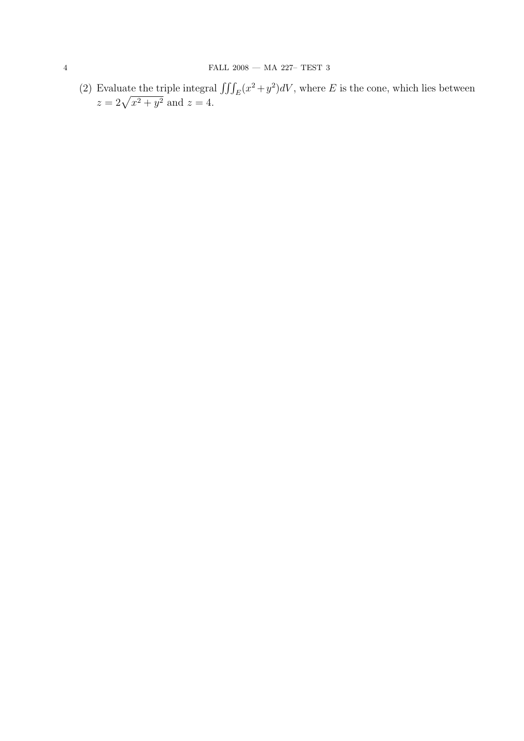(2) Evaluate the triple integral $\iiint_E (x^2 + y^2) dV$, where $E$ is the cone, which lies between $z = 2\sqrt{x^2 + y^2}$ and $z = 4$.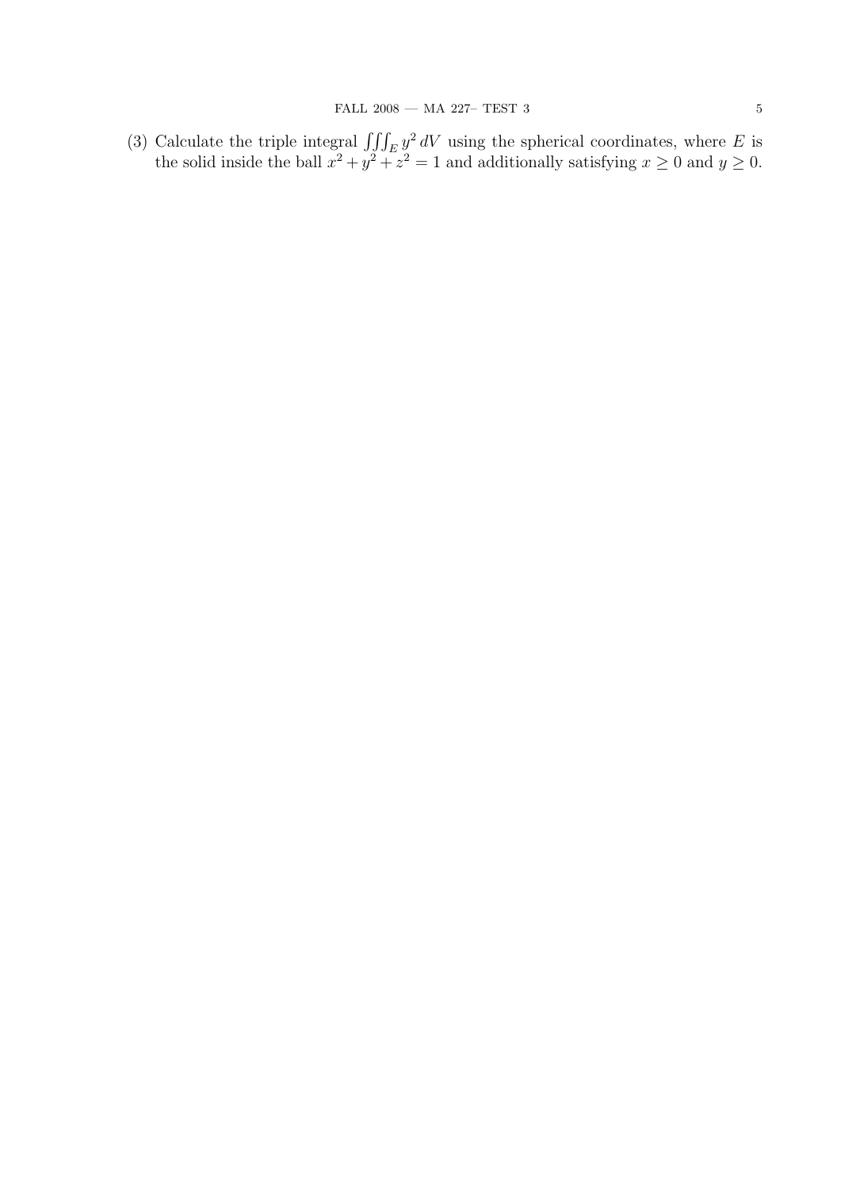(3) Calculate the triple integral $\iiint_E y^2 \, dV$ using the spherical coordinates, where $E$ is the solid inside the ball $x^2 + y^2 + z^2 = 1$ and additionally satisfying $x \geq 0$ and $y \geq 0$.